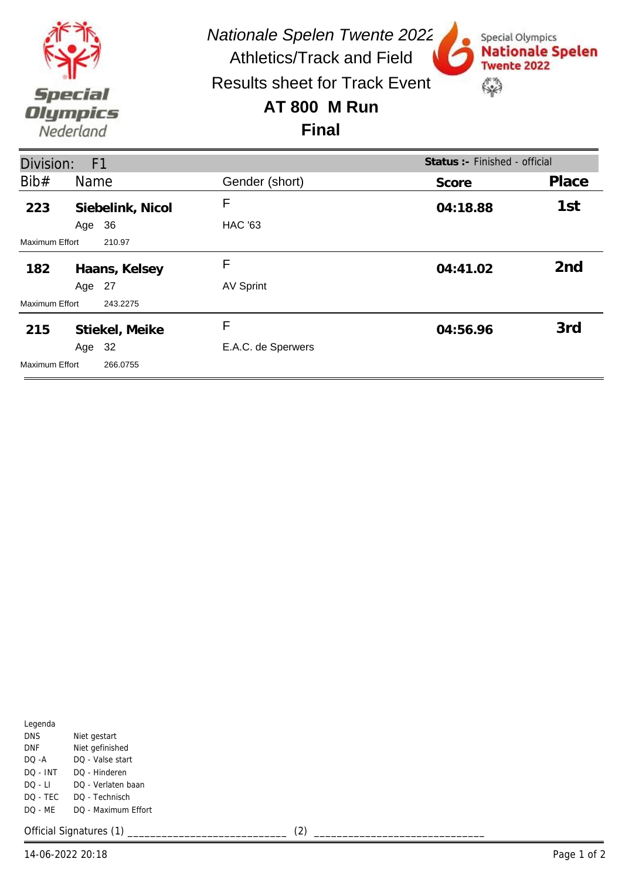*Nationale Spelen Twente 2022*

Athletics/Track and Field

Results sheet for Track Event

**AT 800 M Run**

**Final**

Special Olympics Nederland

Special Olympics **Nationale Spelen Twente 2022**

| Division: F1 | | | **Status :-** Finished - official | |
|---|---|---|---|---|
| **Bib#** | **Name** | **Gender (short)** | **Score** | **Place** |
| **223** | **Siebelink, Nicol** | F | **04:18.88** | **1st** |
| | Age 36 | HAC '63 | | |
| Maximum Effort | 210.97 | | | |
| **182** | **Haans, Kelsey** | F | **04:41.02** | **2nd** |
| | Age 27 | AV Sprint | | |
| Maximum Effort | 243.2275 | | | |
| **215** | **Stiekel, Meike** | F | **04:56.96** | **3rd** |
| | Age 32 | E.A.C. de Sperwers | | |
| Maximum Effort | 266.0755 | | | |

Legenda

| | |
|---|---|
| DNS | Niet gestart |
| DNF | Niet gefinished |
| DQ -A | DQ - Valse start |
| DQ - INT | DQ - Hinderen |
| DQ - LI | DQ - Verlaten baan |
| DQ - TEC | DQ - Technisch |
| DQ - ME | DQ - Maximum Effort |

Official Signatures (1) ___________________________ (2) ____________________________

14-06-2022 20:18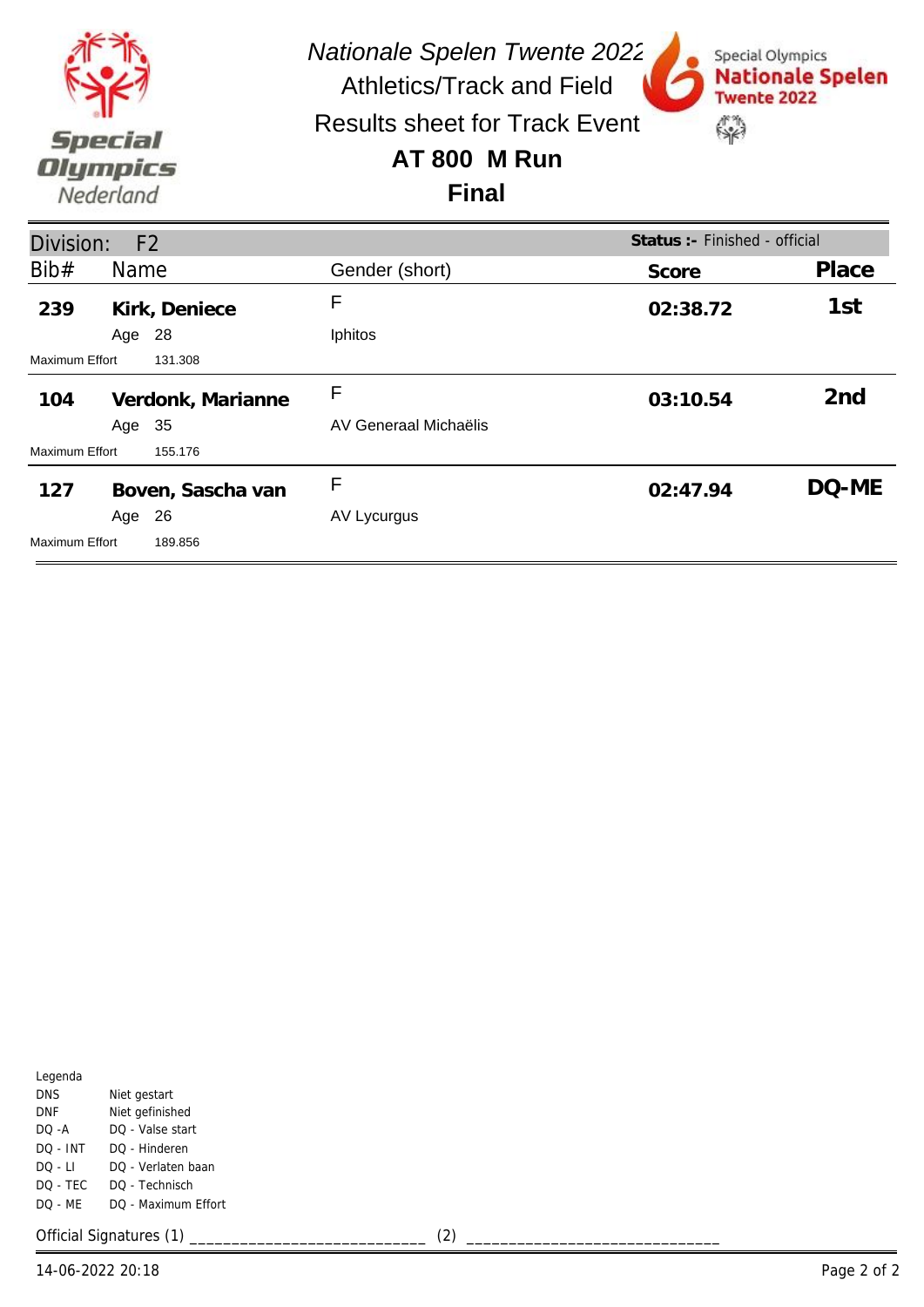*Nationale Spelen Twente 2022*

Athletics/Track and Field

Results sheet for Track Event

**AT 800 M Run**

**Final**

| Division: F2 | | | Status :- Finished - official | |
|---|---|---|---|---|
| **Bib#** | **Name** | **Gender (short)** | **Score** | **Place** |
| **239** | **Kirk, Deniece**<br>Age 28 | F<br>Iphitos | **02:38.72** | **1st** |
| Maximum Effort | 131.308 | | | |
| **104** | **Verdonk, Marianne**<br>Age 35 | F<br>AV Generaal Michaëlis | **03:10.54** | **2nd** |
| Maximum Effort | 155.176 | | | |
| **127** | **Boven, Sascha van**<br>Age 26 | F<br>AV Lycurgus | **02:47.94** | **DQ-ME** |
| Maximum Effort | 189.856 | | | |

Legenda

| | |
|---|---|
| DNS | Niet gestart |
| DNF | Niet gefinished |
| DQ -A | DQ - Valse start |
| DQ - INT | DQ - Hinderen |
| DQ - LI | DQ - Verlaten baan |
| DQ - TEC | DQ - Technisch |
| DQ - ME | DQ - Maximum Effort |

Official Signatures (1) ___________________________ (2) ____________________________

14-06-2022 20:18